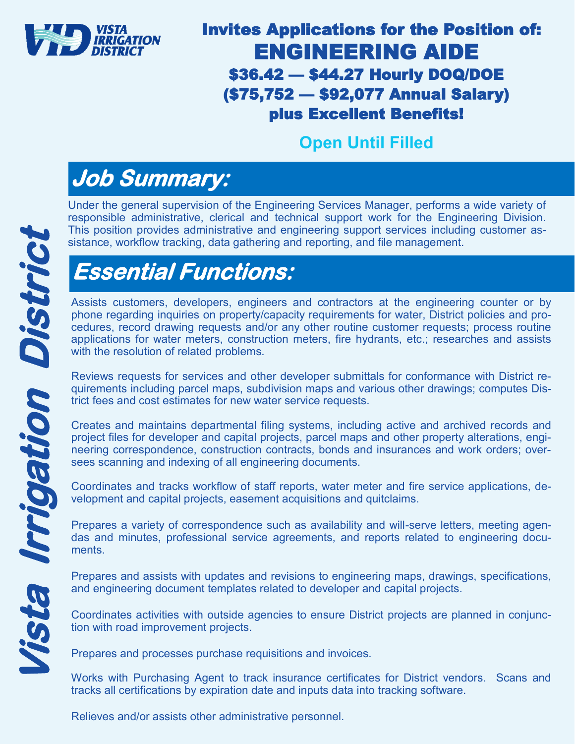VISTA IRRIGATION DISTRICT

Invites Applications for the Position of:

# ENGINEERING AIDE

**$36.42 — $44.27 Hourly DOQ/DOE**
**($75,752 — $92,077 Annual Salary)**
**plus Excellent Benefits!**

**Open Until Filled**

Vista Irrigation District

## Job Summary:

Under the general supervision of the Engineering Services Manager, performs a wide variety of responsible administrative, clerical and technical support work for the Engineering Division. This position provides administrative and engineering support services including customer assistance, workflow tracking, data gathering and reporting, and file management.

## Essential Functions:

Assists customers, developers, engineers and contractors at the engineering counter or by phone regarding inquiries on property/capacity requirements for water, District policies and procedures, record drawing requests and/or any other routine customer requests; process routine applications for water meters, construction meters, fire hydrants, etc.; researches and assists with the resolution of related problems.

Reviews requests for services and other developer submittals for conformance with District requirements including parcel maps, subdivision maps and various other drawings; computes District fees and cost estimates for new water service requests.

Creates and maintains departmental filing systems, including active and archived records and project files for developer and capital projects, parcel maps and other property alterations, engineering correspondence, construction contracts, bonds and insurances and work orders; oversees scanning and indexing of all engineering documents.

Coordinates and tracks workflow of staff reports, water meter and fire service applications, development and capital projects, easement acquisitions and quitclaims.

Prepares a variety of correspondence such as availability and will-serve letters, meeting agendas and minutes, professional service agreements, and reports related to engineering documents.

Prepares and assists with updates and revisions to engineering maps, drawings, specifications, and engineering document templates related to developer and capital projects.

Coordinates activities with outside agencies to ensure District projects are planned in conjunction with road improvement projects.

Prepares and processes purchase requisitions and invoices.

Works with Purchasing Agent to track insurance certificates for District vendors. Scans and tracks all certifications by expiration date and inputs data into tracking software.

Relieves and/or assists other administrative personnel.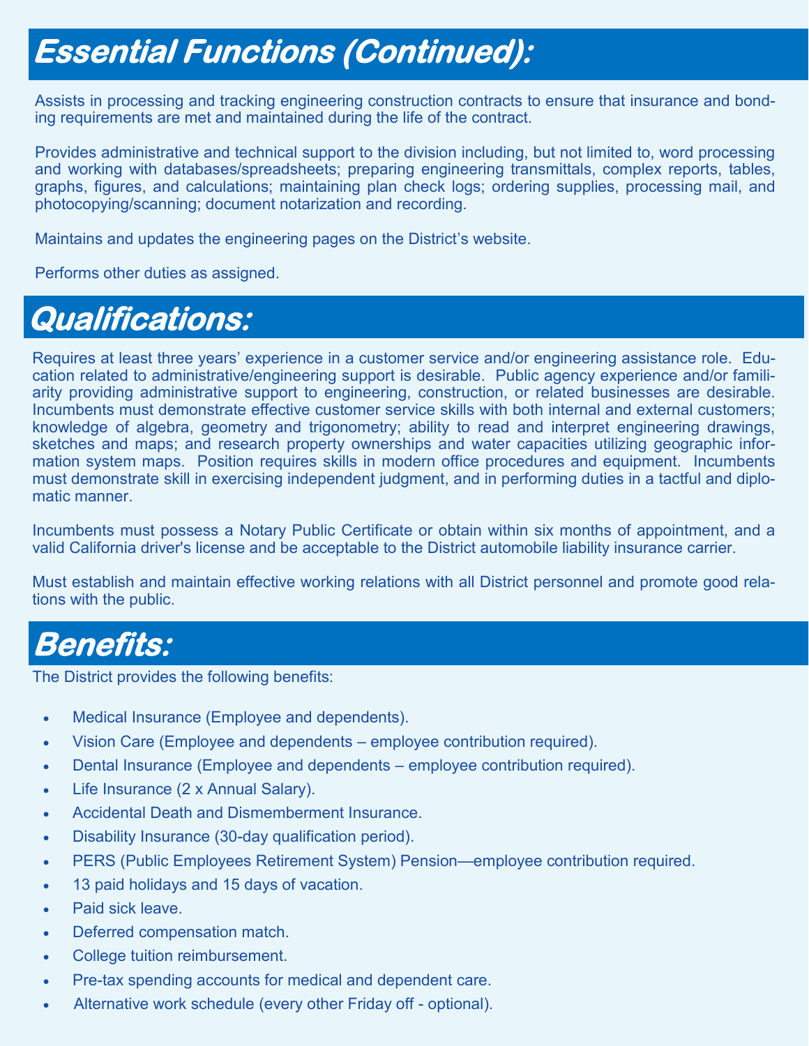## Essential Functions (Continued):

Assists in processing and tracking engineering construction contracts to ensure that insurance and bonding requirements are met and maintained during the life of the contract.

Provides administrative and technical support to the division including, but not limited to, word processing and working with databases/spreadsheets; preparing engineering transmittals, complex reports, tables, graphs, figures, and calculations; maintaining plan check logs; ordering supplies, processing mail, and photocopying/scanning; document notarization and recording.

Maintains and updates the engineering pages on the District's website.

Performs other duties as assigned.

## Qualifications:

Requires at least three years' experience in a customer service and/or engineering assistance role. Education related to administrative/engineering support is desirable. Public agency experience and/or familiarity providing administrative support to engineering, construction, or related businesses are desirable. Incumbents must demonstrate effective customer service skills with both internal and external customers; knowledge of algebra, geometry and trigonometry; ability to read and interpret engineering drawings, sketches and maps; and research property ownerships and water capacities utilizing geographic information system maps. Position requires skills in modern office procedures and equipment. Incumbents must demonstrate skill in exercising independent judgment, and in performing duties in a tactful and diplomatic manner.

Incumbents must possess a Notary Public Certificate or obtain within six months of appointment, and a valid California driver's license and be acceptable to the District automobile liability insurance carrier.

Must establish and maintain effective working relations with all District personnel and promote good relations with the public.

## Benefits:

The District provides the following benefits:

- Medical Insurance (Employee and dependents).
- Vision Care (Employee and dependents – employee contribution required).
- Dental Insurance (Employee and dependents – employee contribution required).
- Life Insurance (2 x Annual Salary).
- Accidental Death and Dismemberment Insurance.
- Disability Insurance (30-day qualification period).
- PERS (Public Employees Retirement System) Pension—employee contribution required.
- 13 paid holidays and 15 days of vacation.
- Paid sick leave.
- Deferred compensation match.
- College tuition reimbursement.
- Pre-tax spending accounts for medical and dependent care.
- Alternative work schedule (every other Friday off - optional).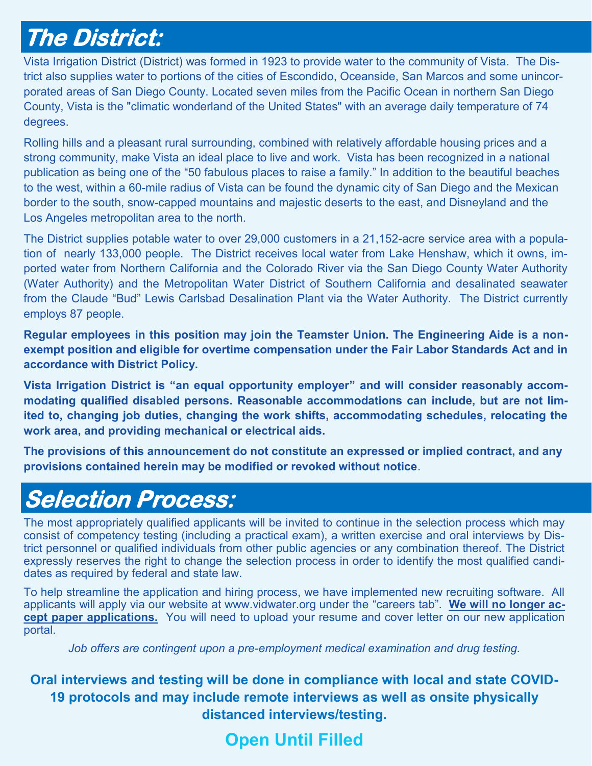# The District:

Vista Irrigation District (District) was formed in 1923 to provide water to the community of Vista. The District also supplies water to portions of the cities of Escondido, Oceanside, San Marcos and some unincorporated areas of San Diego County. Located seven miles from the Pacific Ocean in northern San Diego County, Vista is the "climatic wonderland of the United States" with an average daily temperature of 74 degrees.

Rolling hills and a pleasant rural surrounding, combined with relatively affordable housing prices and a strong community, make Vista an ideal place to live and work. Vista has been recognized in a national publication as being one of the "50 fabulous places to raise a family." In addition to the beautiful beaches to the west, within a 60-mile radius of Vista can be found the dynamic city of San Diego and the Mexican border to the south, snow-capped mountains and majestic deserts to the east, and Disneyland and the Los Angeles metropolitan area to the north.

The District supplies potable water to over 29,000 customers in a 21,152-acre service area with a population of nearly 133,000 people. The District receives local water from Lake Henshaw, which it owns, imported water from Northern California and the Colorado River via the San Diego County Water Authority (Water Authority) and the Metropolitan Water District of Southern California and desalinated seawater from the Claude "Bud" Lewis Carlsbad Desalination Plant via the Water Authority. The District currently employs 87 people.

**Regular employees in this position may join the Teamster Union. The Engineering Aide is a non-exempt position and eligible for overtime compensation under the Fair Labor Standards Act and in accordance with District Policy.**

**Vista Irrigation District is "an equal opportunity employer" and will consider reasonably accommodating qualified disabled persons. Reasonable accommodations can include, but are not limited to, changing job duties, changing the work shifts, accommodating schedules, relocating the work area, and providing mechanical or electrical aids.**

**The provisions of this announcement do not constitute an expressed or implied contract, and any provisions contained herein may be modified or revoked without notice**.

# Selection Process:

The most appropriately qualified applicants will be invited to continue in the selection process which may consist of competency testing (including a practical exam), a written exercise and oral interviews by District personnel or qualified individuals from other public agencies or any combination thereof. The District expressly reserves the right to change the selection process in order to identify the most qualified candidates as required by federal and state law.

To help streamline the application and hiring process, we have implemented new recruiting software. All applicants will apply via our website at www.vidwater.org under the "careers tab". **We will no longer accept paper applications.** You will need to upload your resume and cover letter on our new application portal.

*Job offers are contingent upon a pre-employment medical examination and drug testing.*

**Oral interviews and testing will be done in compliance with local and state COVID-19 protocols and may include remote interviews as well as onsite physically distanced interviews/testing.**

**Open Until Filled**